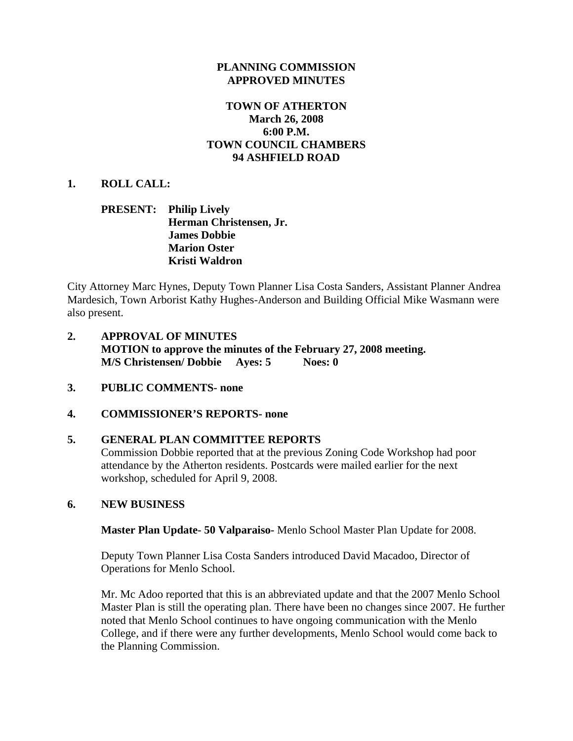# PLANNING COMMISSION
# APPROVED MINUTES

## TOWN OF ATHERTON
**March 26, 2008**
**6:00 P.M.**
**TOWN COUNCIL CHAMBERS**
**94 ASHFIELD ROAD**

**1. ROLL CALL:**

**PRESENT:** **Philip Lively**
**Herman Christensen, Jr.**
**James Dobbie**
**Marion Oster**
**Kristi Waldron**

City Attorney Marc Hynes, Deputy Town Planner Lisa Costa Sanders, Assistant Planner Andrea Mardesich, Town Arborist Kathy Hughes-Anderson and Building Official Mike Wasmann were also present.

**2. APPROVAL OF MINUTES**
**MOTION to approve the minutes of the February 27, 2008 meeting.**
**M/S Christensen/ Dobbie Ayes: 5 Noes: 0**

**3. PUBLIC COMMENTS- none**

**4. COMMISSIONER'S REPORTS- none**

**5. GENERAL PLAN COMMITTEE REPORTS**

Commission Dobbie reported that at the previous Zoning Code Workshop had poor attendance by the Atherton residents. Postcards were mailed earlier for the next workshop, scheduled for April 9, 2008.

**6. NEW BUSINESS**

**Master Plan Update- 50 Valparaiso-** Menlo School Master Plan Update for 2008.

Deputy Town Planner Lisa Costa Sanders introduced David Macadoo, Director of Operations for Menlo School.

Mr. Mc Adoo reported that this is an abbreviated update and that the 2007 Menlo School Master Plan is still the operating plan. There have been no changes since 2007. He further noted that Menlo School continues to have ongoing communication with the Menlo College, and if there were any further developments, Menlo School would come back to the Planning Commission.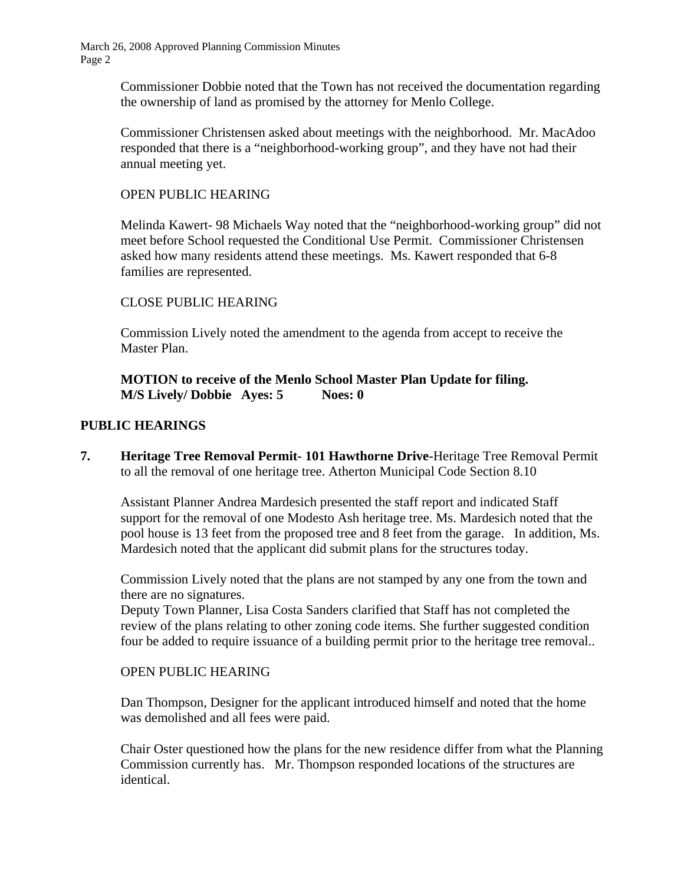Commissioner Dobbie noted that the Town has not received the documentation regarding the ownership of land as promised by the attorney for Menlo College.

Commissioner Christensen asked about meetings with the neighborhood. Mr. MacAdoo responded that there is a "neighborhood-working group", and they have not had their annual meeting yet.

OPEN PUBLIC HEARING

Melinda Kawert- 98 Michaels Way noted that the "neighborhood-working group" did not meet before School requested the Conditional Use Permit. Commissioner Christensen asked how many residents attend these meetings. Ms. Kawert responded that 6-8 families are represented.

CLOSE PUBLIC HEARING

Commission Lively noted the amendment to the agenda from accept to receive the Master Plan.

**MOTION to receive of the Menlo School Master Plan Update for filing.**
**M/S Lively/ Dobbie Ayes: 5 Noes: 0**

## PUBLIC HEARINGS

**7. Heritage Tree Removal Permit- 101 Hawthorne Drive**-Heritage Tree Removal Permit to all the removal of one heritage tree. Atherton Municipal Code Section 8.10

Assistant Planner Andrea Mardesich presented the staff report and indicated Staff support for the removal of one Modesto Ash heritage tree. Ms. Mardesich noted that the pool house is 13 feet from the proposed tree and 8 feet from the garage. In addition, Ms. Mardesich noted that the applicant did submit plans for the structures today.

Commission Lively noted that the plans are not stamped by any one from the town and there are no signatures.
Deputy Town Planner, Lisa Costa Sanders clarified that Staff has not completed the review of the plans relating to other zoning code items. She further suggested condition four be added to require issuance of a building permit prior to the heritage tree removal..

OPEN PUBLIC HEARING

Dan Thompson, Designer for the applicant introduced himself and noted that the home was demolished and all fees were paid.

Chair Oster questioned how the plans for the new residence differ from what the Planning Commission currently has. Mr. Thompson responded locations of the structures are identical.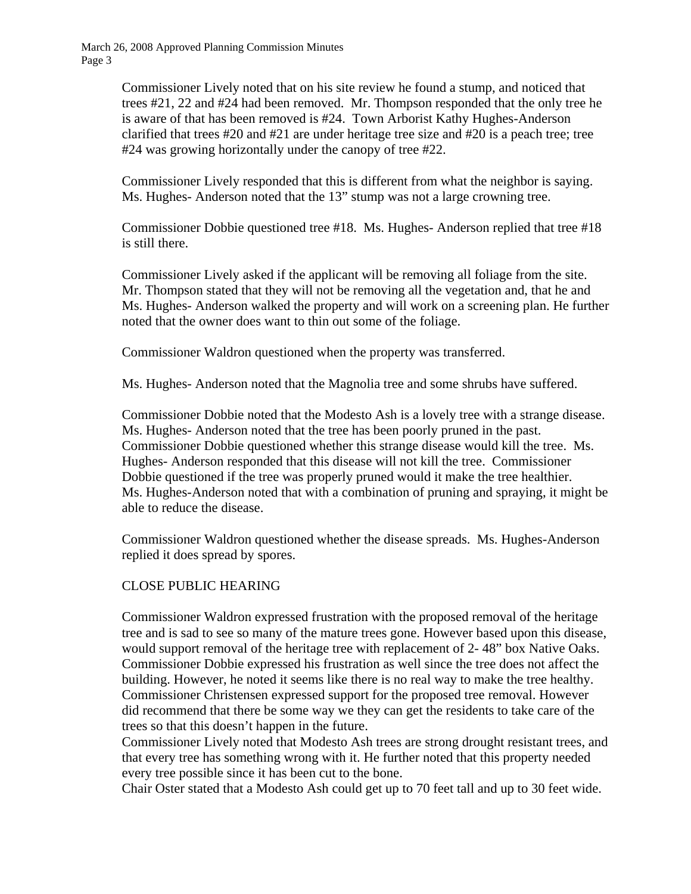Commissioner Lively noted that on his site review he found a stump, and noticed that trees #21, 22 and #24 had been removed. Mr. Thompson responded that the only tree he is aware of that has been removed is #24. Town Arborist Kathy Hughes-Anderson clarified that trees #20 and #21 are under heritage tree size and #20 is a peach tree; tree #24 was growing horizontally under the canopy of tree #22.

Commissioner Lively responded that this is different from what the neighbor is saying. Ms. Hughes- Anderson noted that the 13" stump was not a large crowning tree.

Commissioner Dobbie questioned tree #18. Ms. Hughes- Anderson replied that tree #18 is still there.

Commissioner Lively asked if the applicant will be removing all foliage from the site. Mr. Thompson stated that they will not be removing all the vegetation and, that he and Ms. Hughes- Anderson walked the property and will work on a screening plan. He further noted that the owner does want to thin out some of the foliage.

Commissioner Waldron questioned when the property was transferred.

Ms. Hughes- Anderson noted that the Magnolia tree and some shrubs have suffered.

Commissioner Dobbie noted that the Modesto Ash is a lovely tree with a strange disease. Ms. Hughes- Anderson noted that the tree has been poorly pruned in the past. Commissioner Dobbie questioned whether this strange disease would kill the tree. Ms. Hughes- Anderson responded that this disease will not kill the tree. Commissioner Dobbie questioned if the tree was properly pruned would it make the tree healthier. Ms. Hughes-Anderson noted that with a combination of pruning and spraying, it might be able to reduce the disease.

Commissioner Waldron questioned whether the disease spreads. Ms. Hughes-Anderson replied it does spread by spores.

CLOSE PUBLIC HEARING

Commissioner Waldron expressed frustration with the proposed removal of the heritage tree and is sad to see so many of the mature trees gone. However based upon this disease, would support removal of the heritage tree with replacement of 2- 48" box Native Oaks. Commissioner Dobbie expressed his frustration as well since the tree does not affect the building. However, he noted it seems like there is no real way to make the tree healthy. Commissioner Christensen expressed support for the proposed tree removal. However did recommend that there be some way we they can get the residents to take care of the trees so that this doesn't happen in the future.

Commissioner Lively noted that Modesto Ash trees are strong drought resistant trees, and that every tree has something wrong with it. He further noted that this property needed every tree possible since it has been cut to the bone.

Chair Oster stated that a Modesto Ash could get up to 70 feet tall and up to 30 feet wide.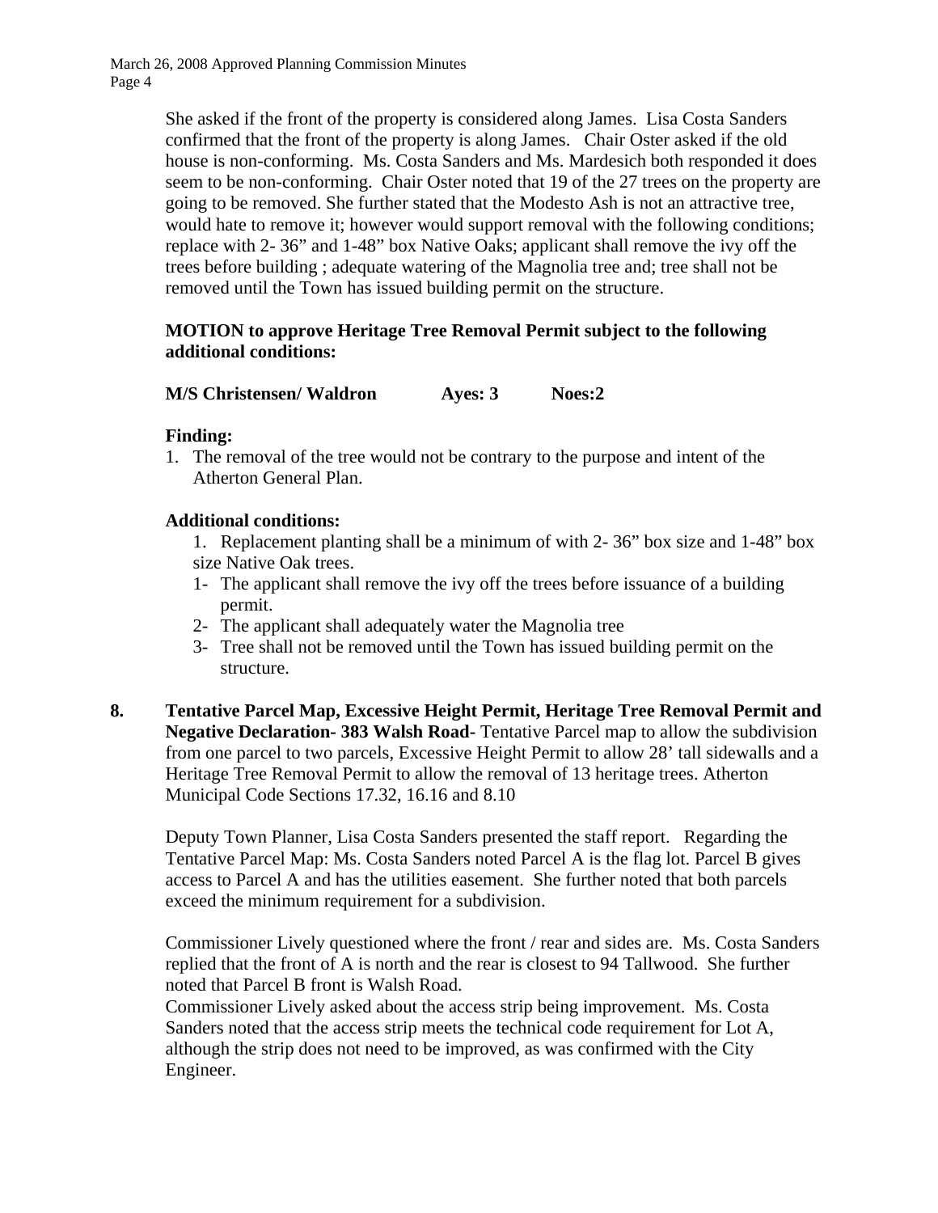She asked if the front of the property is considered along James. Lisa Costa Sanders confirmed that the front of the property is along James. Chair Oster asked if the old house is non-conforming. Ms. Costa Sanders and Ms. Mardesich both responded it does seem to be non-conforming. Chair Oster noted that 19 of the 27 trees on the property are going to be removed. She further stated that the Modesto Ash is not an attractive tree, would hate to remove it; however would support removal with the following conditions; replace with 2- 36" and 1-48" box Native Oaks; applicant shall remove the ivy off the trees before building ; adequate watering of the Magnolia tree and; tree shall not be removed until the Town has issued building permit on the structure.

**MOTION to approve Heritage Tree Removal Permit subject to the following additional conditions:**

**M/S Christensen/ Waldron Ayes: 3 Noes:2**

**Finding:**

1. The removal of the tree would not be contrary to the purpose and intent of the Atherton General Plan.

**Additional conditions:**

1. Replacement planting shall be a minimum of with 2- 36" box size and 1-48" box size Native Oak trees.

1- The applicant shall remove the ivy off the trees before issuance of a building permit.

2- The applicant shall adequately water the Magnolia tree

3- Tree shall not be removed until the Town has issued building permit on the structure.

**8. Tentative Parcel Map, Excessive Height Permit, Heritage Tree Removal Permit and Negative Declaration- 383 Walsh Road-** Tentative Parcel map to allow the subdivision from one parcel to two parcels, Excessive Height Permit to allow 28' tall sidewalls and a Heritage Tree Removal Permit to allow the removal of 13 heritage trees. Atherton Municipal Code Sections 17.32, 16.16 and 8.10

Deputy Town Planner, Lisa Costa Sanders presented the staff report. Regarding the Tentative Parcel Map: Ms. Costa Sanders noted Parcel A is the flag lot. Parcel B gives access to Parcel A and has the utilities easement. She further noted that both parcels exceed the minimum requirement for a subdivision.

Commissioner Lively questioned where the front / rear and sides are. Ms. Costa Sanders replied that the front of A is north and the rear is closest to 94 Tallwood. She further noted that Parcel B front is Walsh Road.

Commissioner Lively asked about the access strip being improvement. Ms. Costa Sanders noted that the access strip meets the technical code requirement for Lot A, although the strip does not need to be improved, as was confirmed with the City Engineer.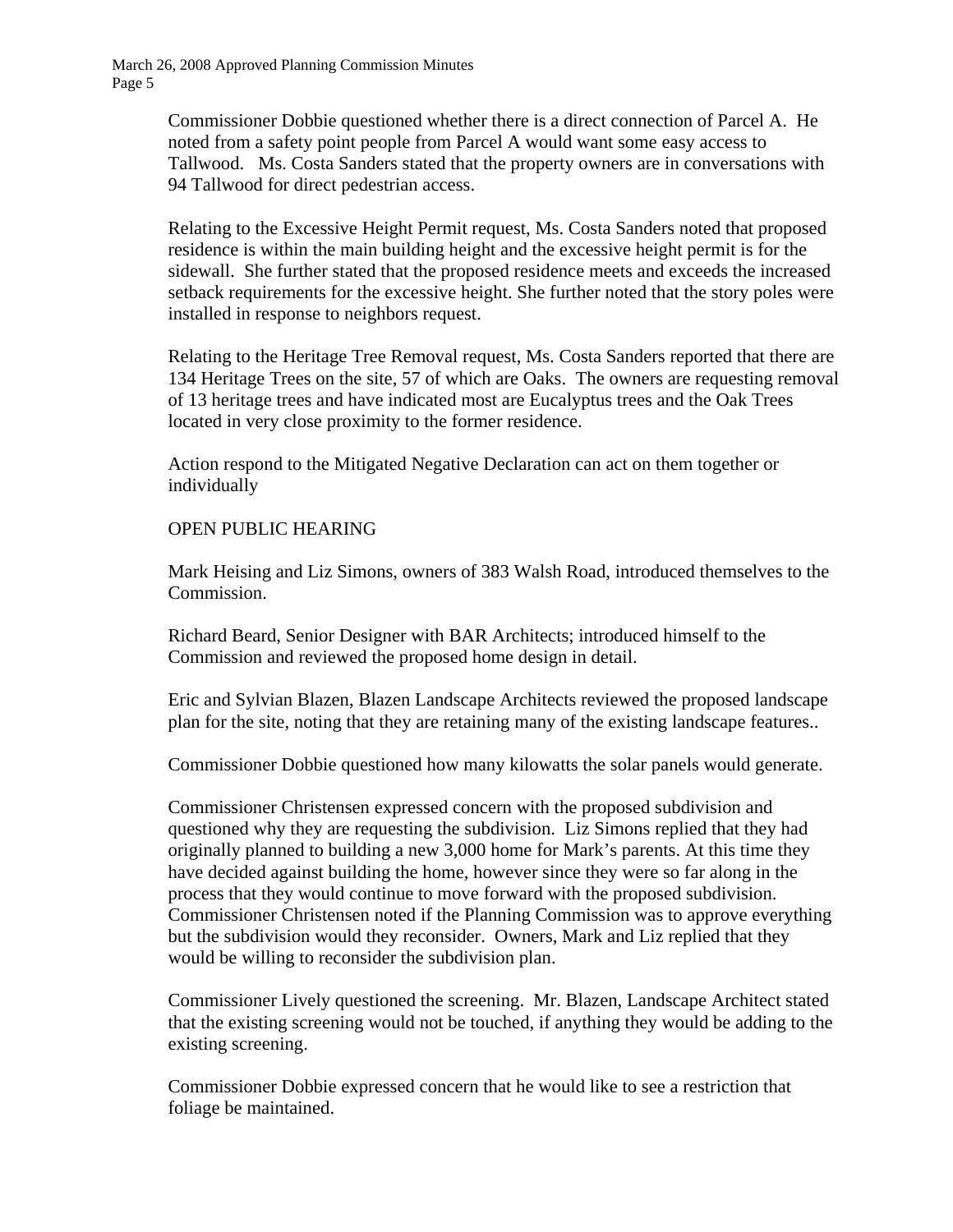Commissioner Dobbie questioned whether there is a direct connection of Parcel A. He noted from a safety point people from Parcel A would want some easy access to Tallwood. Ms. Costa Sanders stated that the property owners are in conversations with 94 Tallwood for direct pedestrian access.

Relating to the Excessive Height Permit request, Ms. Costa Sanders noted that proposed residence is within the main building height and the excessive height permit is for the sidewall. She further stated that the proposed residence meets and exceeds the increased setback requirements for the excessive height. She further noted that the story poles were installed in response to neighbors request.

Relating to the Heritage Tree Removal request, Ms. Costa Sanders reported that there are 134 Heritage Trees on the site, 57 of which are Oaks. The owners are requesting removal of 13 heritage trees and have indicated most are Eucalyptus trees and the Oak Trees located in very close proximity to the former residence.

Action respond to the Mitigated Negative Declaration can act on them together or individually

OPEN PUBLIC HEARING

Mark Heising and Liz Simons, owners of 383 Walsh Road, introduced themselves to the Commission.

Richard Beard, Senior Designer with BAR Architects; introduced himself to the Commission and reviewed the proposed home design in detail.

Eric and Sylvian Blazen, Blazen Landscape Architects reviewed the proposed landscape plan for the site, noting that they are retaining many of the existing landscape features..

Commissioner Dobbie questioned how many kilowatts the solar panels would generate.

Commissioner Christensen expressed concern with the proposed subdivision and questioned why they are requesting the subdivision. Liz Simons replied that they had originally planned to building a new 3,000 home for Mark's parents. At this time they have decided against building the home, however since they were so far along in the process that they would continue to move forward with the proposed subdivision. Commissioner Christensen noted if the Planning Commission was to approve everything but the subdivision would they reconsider. Owners, Mark and Liz replied that they would be willing to reconsider the subdivision plan.

Commissioner Lively questioned the screening. Mr. Blazen, Landscape Architect stated that the existing screening would not be touched, if anything they would be adding to the existing screening.

Commissioner Dobbie expressed concern that he would like to see a restriction that foliage be maintained.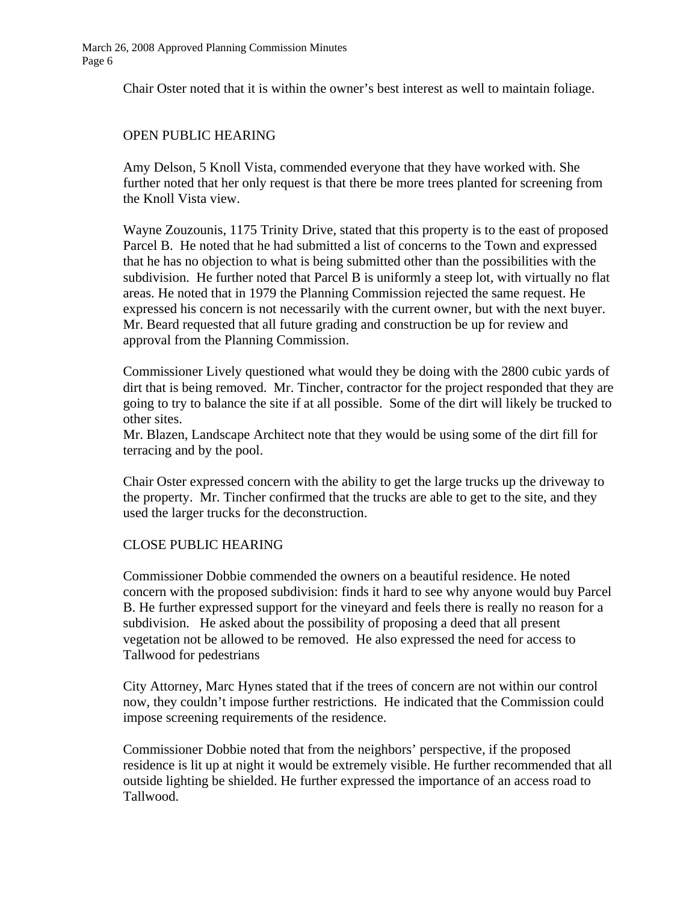Chair Oster noted that it is within the owner's best interest as well to maintain foliage.

OPEN PUBLIC HEARING

Amy Delson, 5 Knoll Vista, commended everyone that they have worked with. She further noted that her only request is that there be more trees planted for screening from the Knoll Vista view.

Wayne Zouzounis, 1175 Trinity Drive, stated that this property is to the east of proposed Parcel B. He noted that he had submitted a list of concerns to the Town and expressed that he has no objection to what is being submitted other than the possibilities with the subdivision. He further noted that Parcel B is uniformly a steep lot, with virtually no flat areas. He noted that in 1979 the Planning Commission rejected the same request. He expressed his concern is not necessarily with the current owner, but with the next buyer. Mr. Beard requested that all future grading and construction be up for review and approval from the Planning Commission.

Commissioner Lively questioned what would they be doing with the 2800 cubic yards of dirt that is being removed. Mr. Tincher, contractor for the project responded that they are going to try to balance the site if at all possible. Some of the dirt will likely be trucked to other sites.
Mr. Blazen, Landscape Architect note that they would be using some of the dirt fill for terracing and by the pool.

Chair Oster expressed concern with the ability to get the large trucks up the driveway to the property. Mr. Tincher confirmed that the trucks are able to get to the site, and they used the larger trucks for the deconstruction.

CLOSE PUBLIC HEARING

Commissioner Dobbie commended the owners on a beautiful residence. He noted concern with the proposed subdivision: finds it hard to see why anyone would buy Parcel B. He further expressed support for the vineyard and feels there is really no reason for a subdivision. He asked about the possibility of proposing a deed that all present vegetation not be allowed to be removed. He also expressed the need for access to Tallwood for pedestrians

City Attorney, Marc Hynes stated that if the trees of concern are not within our control now, they couldn't impose further restrictions. He indicated that the Commission could impose screening requirements of the residence.

Commissioner Dobbie noted that from the neighbors' perspective, if the proposed residence is lit up at night it would be extremely visible. He further recommended that all outside lighting be shielded. He further expressed the importance of an access road to Tallwood.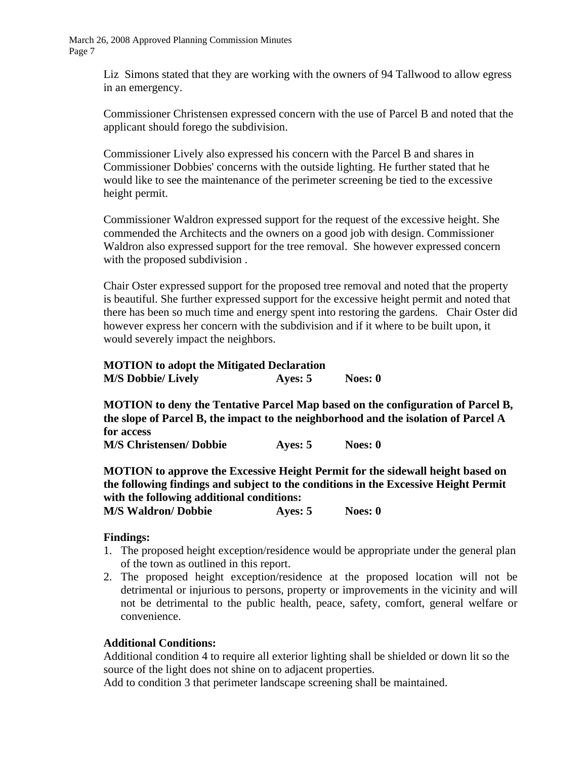Liz Simons stated that they are working with the owners of 94 Tallwood to allow egress in an emergency.

Commissioner Christensen expressed concern with the use of Parcel B and noted that the applicant should forego the subdivision.

Commissioner Lively also expressed his concern with the Parcel B and shares in Commissioner Dobbies' concerns with the outside lighting. He further stated that he would like to see the maintenance of the perimeter screening be tied to the excessive height permit.

Commissioner Waldron expressed support for the request of the excessive height. She commended the Architects and the owners on a good job with design. Commissioner Waldron also expressed support for the tree removal. She however expressed concern with the proposed subdivision .

Chair Oster expressed support for the proposed tree removal and noted that the property is beautiful. She further expressed support for the excessive height permit and noted that there has been so much time and energy spent into restoring the gardens. Chair Oster did however express her concern with the subdivision and if it where to be built upon, it would severely impact the neighbors.

**MOTION to adopt the Mitigated Declaration**
**M/S Dobbie/ Lively    Ayes: 5    Noes: 0**

**MOTION to deny the Tentative Parcel Map based on the configuration of Parcel B, the slope of Parcel B, the impact to the neighborhood and the isolation of Parcel A for access**
**M/S Christensen/ Dobbie    Ayes: 5    Noes: 0**

**MOTION to approve the Excessive Height Permit for the sidewall height based on the following findings and subject to the conditions in the Excessive Height Permit with the following additional conditions:**
**M/S Waldron/ Dobbie    Ayes: 5    Noes: 0**

**Findings:**

1. The proposed height exception/residence would be appropriate under the general plan of the town as outlined in this report.
2. The proposed height exception/residence at the proposed location will not be detrimental or injurious to persons, property or improvements in the vicinity and will not be detrimental to the public health, peace, safety, comfort, general welfare or convenience.

**Additional Conditions:**

Additional condition 4 to require all exterior lighting shall be shielded or down lit so the source of the light does not shine on to adjacent properties.
Add to condition 3 that perimeter landscape screening shall be maintained.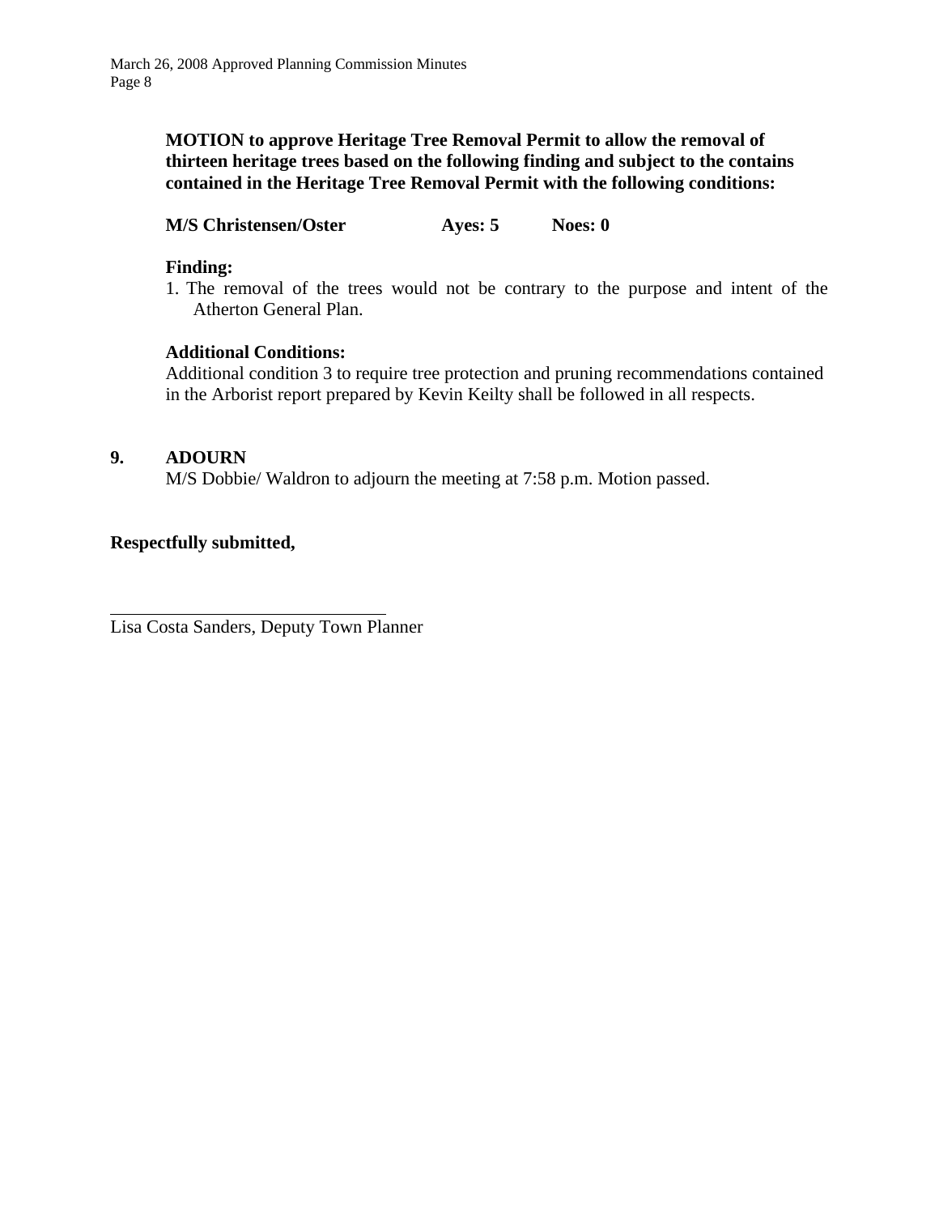**MOTION to approve Heritage Tree Removal Permit to allow the removal of thirteen heritage trees based on the following finding and subject to the contains contained in the Heritage Tree Removal Permit with the following conditions:**

**M/S Christensen/Oster Ayes: 5 Noes: 0**

**Finding:**

1. The removal of the trees would not be contrary to the purpose and intent of the Atherton General Plan.

**Additional Conditions:**

Additional condition 3 to require tree protection and pruning recommendations contained in the Arborist report prepared by Kevin Keilty shall be followed in all respects.

## 9. ADOURN

M/S Dobbie/ Waldron to adjourn the meeting at 7:58 p.m. Motion passed.

**Respectfully submitted,**

\_\_\_\_\_\_\_\_\_\_\_\_\_\_\_\_\_\_\_\_\_\_\_\_\_\_\_\_\_\_

Lisa Costa Sanders, Deputy Town Planner